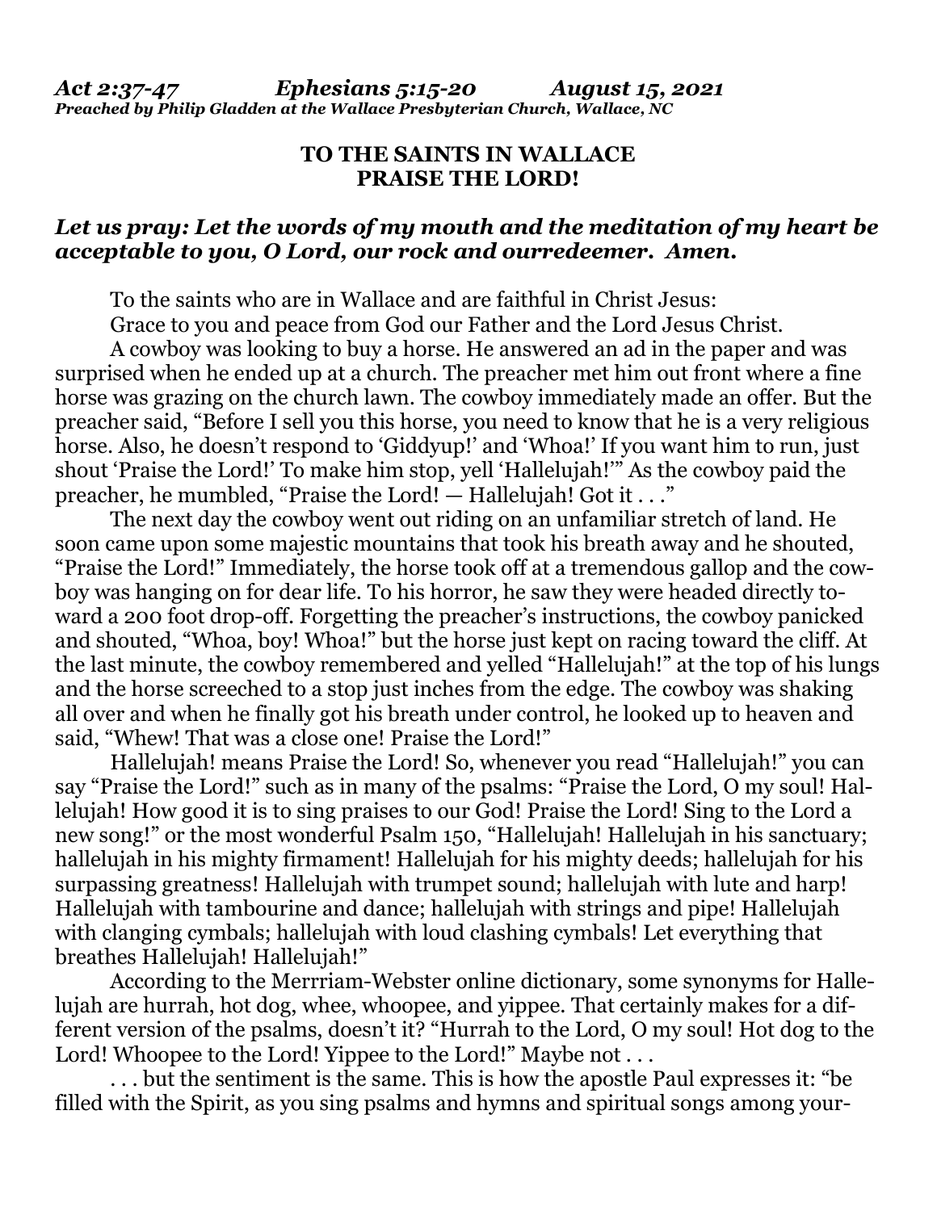***Act 2:37-47 Ephesians 5:15-20 August 15, 2021***
***Preached by Philip Gladden at the Wallace Presbyterian Church, Wallace, NC***

**TO THE SAINTS IN WALLACE**
**PRAISE THE LORD!**

***Let us pray: Let the words of my mouth and the meditation of my heart be acceptable to you, O Lord, our rock and ourredeemer. Amen.***

To the saints who are in Wallace and are faithful in Christ Jesus:

Grace to you and peace from God our Father and the Lord Jesus Christ.

A cowboy was looking to buy a horse. He answered an ad in the paper and was surprised when he ended up at a church. The preacher met him out front where a fine horse was grazing on the church lawn. The cowboy immediately made an offer. But the preacher said, "Before I sell you this horse, you need to know that he is a very religious horse. Also, he doesn't respond to 'Giddyup!' and 'Whoa!' If you want him to run, just shout 'Praise the Lord!' To make him stop, yell 'Hallelujah!'" As the cowboy paid the preacher, he mumbled, "Praise the Lord! — Hallelujah! Got it . . ."

The next day the cowboy went out riding on an unfamiliar stretch of land. He soon came upon some majestic mountains that took his breath away and he shouted, "Praise the Lord!" Immediately, the horse took off at a tremendous gallop and the cowboy was hanging on for dear life. To his horror, he saw they were headed directly toward a 200 foot drop-off. Forgetting the preacher's instructions, the cowboy panicked and shouted, "Whoa, boy! Whoa!" but the horse just kept on racing toward the cliff. At the last minute, the cowboy remembered and yelled "Hallelujah!" at the top of his lungs and the horse screeched to a stop just inches from the edge. The cowboy was shaking all over and when he finally got his breath under control, he looked up to heaven and said, "Whew! That was a close one! Praise the Lord!"

Hallelujah! means Praise the Lord! So, whenever you read "Hallelujah!" you can say "Praise the Lord!" such as in many of the psalms: "Praise the Lord, O my soul! Hallelujah! How good it is to sing praises to our God! Praise the Lord! Sing to the Lord a new song!" or the most wonderful Psalm 150, "Hallelujah! Hallelujah in his sanctuary; hallelujah in his mighty firmament! Hallelujah for his mighty deeds; hallelujah for his surpassing greatness! Hallelujah with trumpet sound; hallelujah with lute and harp! Hallelujah with tambourine and dance; hallelujah with strings and pipe! Hallelujah with clanging cymbals; hallelujah with loud clashing cymbals! Let everything that breathes Hallelujah! Hallelujah!"

According to the Merrriam-Webster online dictionary, some synonyms for Hallelujah are hurrah, hot dog, whee, whoopee, and yippee. That certainly makes for a different version of the psalms, doesn't it? "Hurrah to the Lord, O my soul! Hot dog to the Lord! Whoopee to the Lord! Yippee to the Lord!" Maybe not . . .

. . . but the sentiment is the same. This is how the apostle Paul expresses it: "be filled with the Spirit, as you sing psalms and hymns and spiritual songs among your-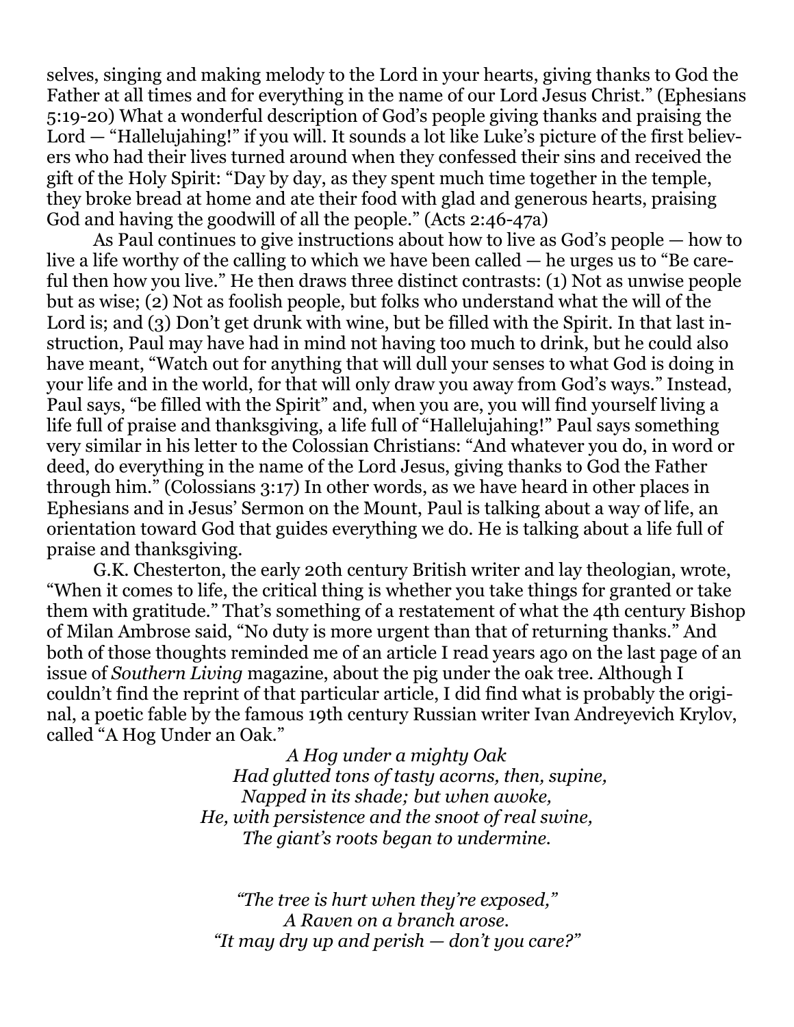selves, singing and making melody to the Lord in your hearts, giving thanks to God the Father at all times and for everything in the name of our Lord Jesus Christ." (Ephesians 5:19-20) What a wonderful description of God's people giving thanks and praising the Lord — "Hallelujahing!" if you will. It sounds a lot like Luke's picture of the first believers who had their lives turned around when they confessed their sins and received the gift of the Holy Spirit: "Day by day, as they spent much time together in the temple, they broke bread at home and ate their food with glad and generous hearts, praising God and having the goodwill of all the people." (Acts 2:46-47a)

As Paul continues to give instructions about how to live as God's people — how to live a life worthy of the calling to which we have been called — he urges us to "Be careful then how you live." He then draws three distinct contrasts: (1) Not as unwise people but as wise; (2) Not as foolish people, but folks who understand what the will of the Lord is; and (3) Don't get drunk with wine, but be filled with the Spirit. In that last instruction, Paul may have had in mind not having too much to drink, but he could also have meant, "Watch out for anything that will dull your senses to what God is doing in your life and in the world, for that will only draw you away from God's ways." Instead, Paul says, "be filled with the Spirit" and, when you are, you will find yourself living a life full of praise and thanksgiving, a life full of "Hallelujahing!" Paul says something very similar in his letter to the Colossian Christians: "And whatever you do, in word or deed, do everything in the name of the Lord Jesus, giving thanks to God the Father through him." (Colossians 3:17) In other words, as we have heard in other places in Ephesians and in Jesus' Sermon on the Mount, Paul is talking about a way of life, an orientation toward God that guides everything we do. He is talking about a life full of praise and thanksgiving.

G.K. Chesterton, the early 20th century British writer and lay theologian, wrote, "When it comes to life, the critical thing is whether you take things for granted or take them with gratitude." That's something of a restatement of what the 4th century Bishop of Milan Ambrose said, "No duty is more urgent than that of returning thanks." And both of those thoughts reminded me of an article I read years ago on the last page of an issue of *Southern Living* magazine, about the pig under the oak tree. Although I couldn't find the reprint of that particular article, I did find what is probably the original, a poetic fable by the famous 19th century Russian writer Ivan Andreyevich Krylov, called "A Hog Under an Oak."

*A Hog under a mighty Oak*
*Had glutted tons of tasty acorns, then, supine,*
*Napped in its shade; but when awoke,*
*He, with persistence and the snoot of real swine,*
*The giant's roots began to undermine.*

*"The tree is hurt when they're exposed,"*
*A Raven on a branch arose.*
*"It may dry up and perish — don't you care?"*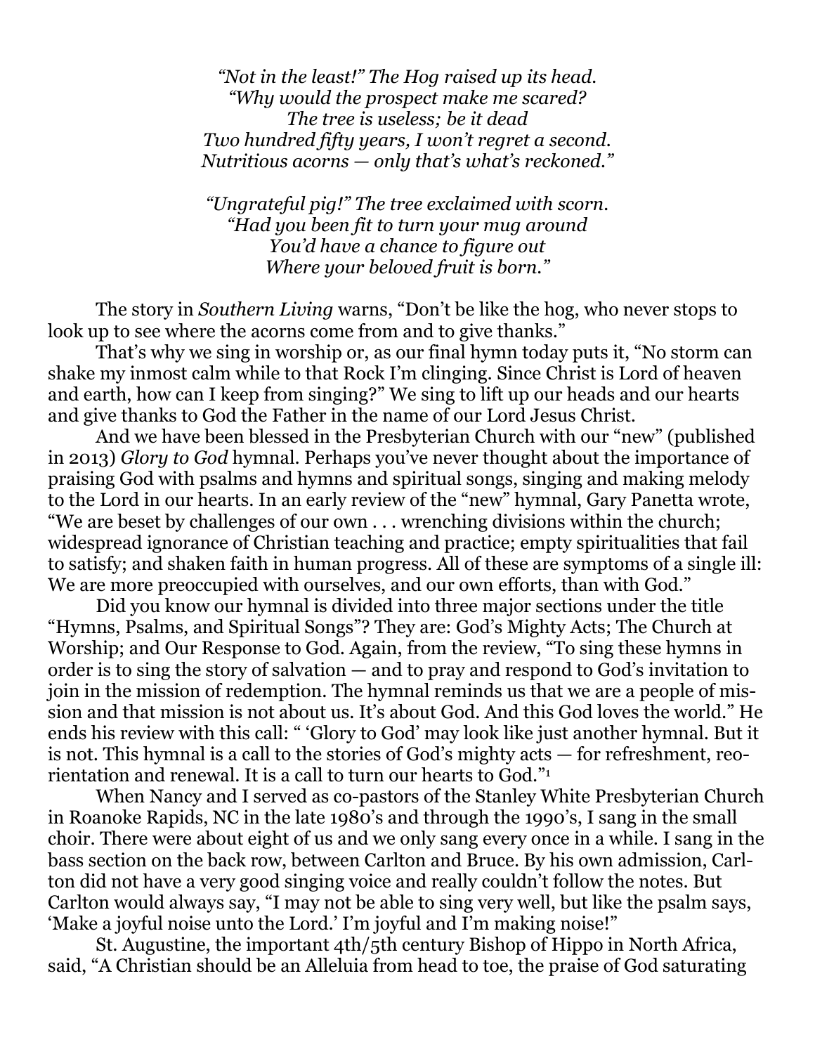*"Not in the least!" The Hog raised up its head.*
*"Why would the prospect make me scared?*
*The tree is useless; be it dead*
*Two hundred fifty years, I won't regret a second.*
*Nutritious acorns — only that's what's reckoned."*

*"Ungrateful pig!" The tree exclaimed with scorn.*
*"Had you been fit to turn your mug around*
*You'd have a chance to figure out*
*Where your beloved fruit is born."*

The story in *Southern Living* warns, "Don't be like the hog, who never stops to look up to see where the acorns come from and to give thanks."

That's why we sing in worship or, as our final hymn today puts it, "No storm can shake my inmost calm while to that Rock I'm clinging. Since Christ is Lord of heaven and earth, how can I keep from singing?" We sing to lift up our heads and our hearts and give thanks to God the Father in the name of our Lord Jesus Christ.

And we have been blessed in the Presbyterian Church with our "new" (published in 2013) *Glory to God* hymnal. Perhaps you've never thought about the importance of praising God with psalms and hymns and spiritual songs, singing and making melody to the Lord in our hearts. In an early review of the "new" hymnal, Gary Panetta wrote, "We are beset by challenges of our own . . . wrenching divisions within the church; widespread ignorance of Christian teaching and practice; empty spiritualities that fail to satisfy; and shaken faith in human progress. All of these are symptoms of a single ill: We are more preoccupied with ourselves, and our own efforts, than with God."

Did you know our hymnal is divided into three major sections under the title "Hymns, Psalms, and Spiritual Songs"? They are: God's Mighty Acts; The Church at Worship; and Our Response to God. Again, from the review, "To sing these hymns in order is to sing the story of salvation — and to pray and respond to God's invitation to join in the mission of redemption. The hymnal reminds us that we are a people of mission and that mission is not about us. It's about God. And this God loves the world." He ends his review with this call: " 'Glory to God' may look like just another hymnal. But it is not. This hymnal is a call to the stories of God's mighty acts — for refreshment, reorientation and renewal. It is a call to turn our hearts to God."[1]

When Nancy and I served as co-pastors of the Stanley White Presbyterian Church in Roanoke Rapids, NC in the late 1980's and through the 1990's, I sang in the small choir. There were about eight of us and we only sang every once in a while. I sang in the bass section on the back row, between Carlton and Bruce. By his own admission, Carlton did not have a very good singing voice and really couldn't follow the notes. But Carlton would always say, "I may not be able to sing very well, but like the psalm says, 'Make a joyful noise unto the Lord.' I'm joyful and I'm making noise!"

St. Augustine, the important 4th/5th century Bishop of Hippo in North Africa, said, "A Christian should be an Alleluia from head to toe, the praise of God saturating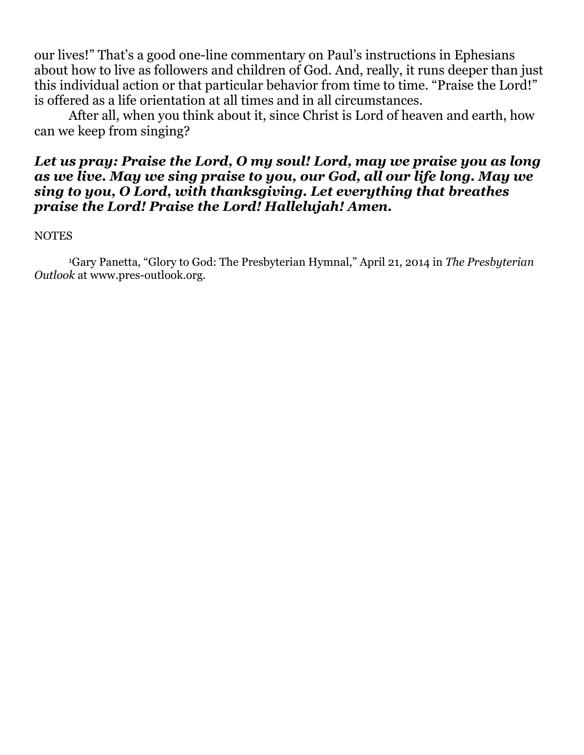our lives!" That's a good one-line commentary on Paul's instructions in Ephesians about how to live as followers and children of God. And, really, it runs deeper than just this individual action or that particular behavior from time to time. "Praise the Lord!" is offered as a life orientation at all times and in all circumstances.

After all, when you think about it, since Christ is Lord of heaven and earth, how can we keep from singing?

***Let us pray: Praise the Lord, O my soul! Lord, may we praise you as long as we live. May we sing praise to you, our God, all our life long. May we sing to you, O Lord, with thanksgiving. Let everything that breathes praise the Lord! Praise the Lord! Hallelujah! Amen.***

NOTES

[1]Gary Panetta, "Glory to God: The Presbyterian Hymnal," April 21, 2014 in *The Presbyterian Outlook* at www.pres-outlook.org.